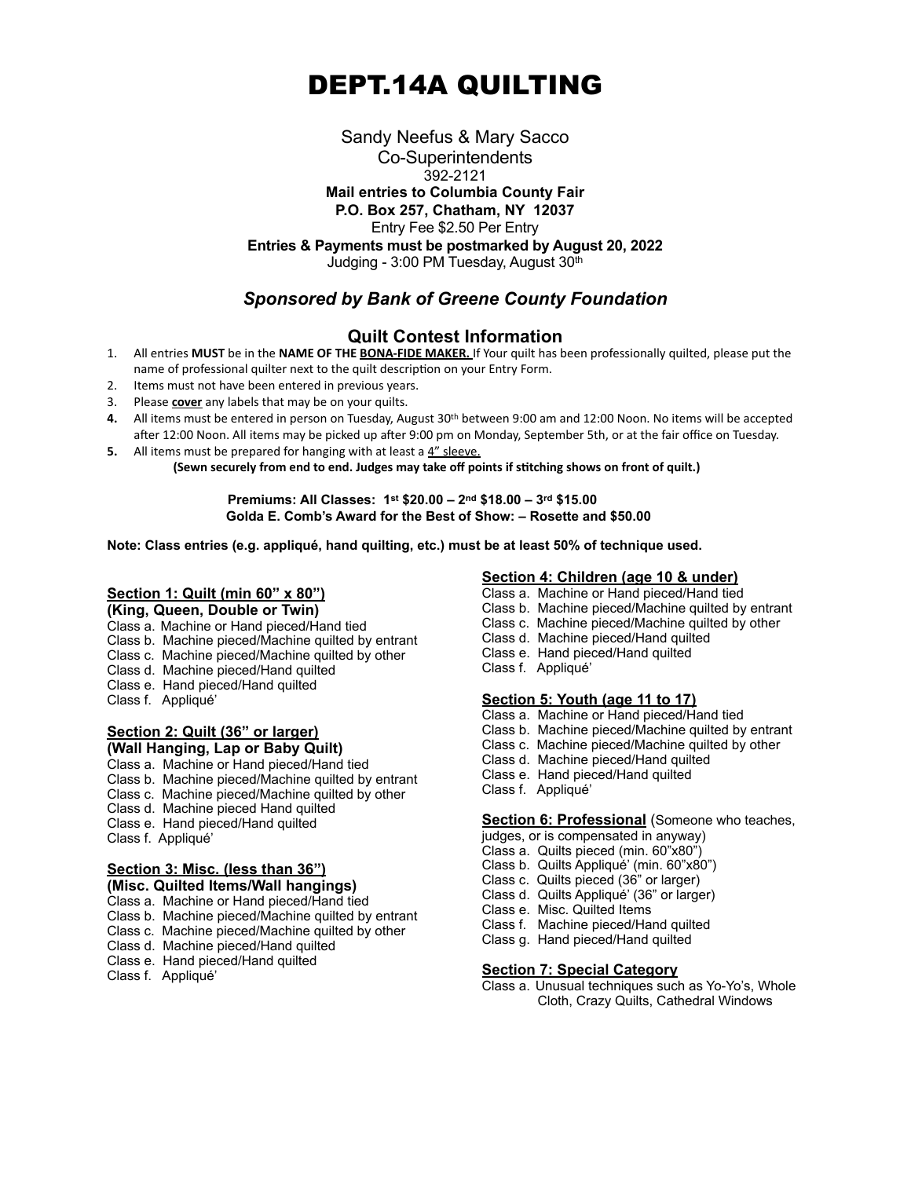# DEPT.14A QUILTING

Sandy Neefus & Mary Sacco
Co-Superintendents
392-2121
**Mail entries to Columbia County Fair**
**P.O. Box 257, Chatham, NY 12037**
Entry Fee $2.50 Per Entry
**Entries & Payments must be postmarked by August 20, 2022**
Judging - 3:00 PM Tuesday, August 30th

### *Sponsored by Bank of Greene County Foundation*

## Quilt Contest Information

1. All entries **MUST** be in the **NAME OF THE BONA-FIDE MAKER.** If Your quilt has been professionally quilted, please put the name of professional quilter next to the quilt description on your Entry Form.
2. Items must not have been entered in previous years.
3. Please **cover** any labels that may be on your quilts.
4. All items must be entered in person on Tuesday, August 30th between 9:00 am and 12:00 Noon. No items will be accepted after 12:00 Noon. All items may be picked up after 9:00 pm on Monday, September 5th, or at the fair office on Tuesday.
5. All items must be prepared for hanging with at least a 4" sleeve.
   **(Sewn securely from end to end. Judges may take off points if stitching shows on front of quilt.)**

**Premiums: All Classes: 1st $20.00 – 2nd $18.00 – 3rd $15.00**
**Golda E. Comb's Award for the Best of Show: – Rosette and $50.00**

**Note: Class entries (e.g. appliqué, hand quilting, etc.) must be at least 50% of technique used.**

### Section 1: Quilt (min 60" x 80")
**(King, Queen, Double or Twin)**

Class a. Machine or Hand pieced/Hand tied
Class b. Machine pieced/Machine quilted by entrant
Class c. Machine pieced/Machine quilted by other
Class d. Machine pieced/Hand quilted
Class e. Hand pieced/Hand quilted
Class f. Appliqué'

### Section 2: Quilt (36" or larger)
**(Wall Hanging, Lap or Baby Quilt)**

Class a. Machine or Hand pieced/Hand tied
Class b. Machine pieced/Machine quilted by entrant
Class c. Machine pieced/Machine quilted by other
Class d. Machine pieced Hand quilted
Class e. Hand pieced/Hand quilted
Class f. Appliqué'

### Section 3: Misc. (less than 36")
**(Misc. Quilted Items/Wall hangings)**

Class a. Machine or Hand pieced/Hand tied
Class b. Machine pieced/Machine quilted by entrant
Class c. Machine pieced/Machine quilted by other
Class d. Machine pieced/Hand quilted
Class e. Hand pieced/Hand quilted
Class f. Appliqué'

### Section 4: Children (age 10 & under)

Class a. Machine or Hand pieced/Hand tied
Class b. Machine pieced/Machine quilted by entrant
Class c. Machine pieced/Machine quilted by other
Class d. Machine pieced/Hand quilted
Class e. Hand pieced/Hand quilted
Class f. Appliqué'

### Section 5: Youth (age 11 to 17)

Class a. Machine or Hand pieced/Hand tied
Class b. Machine pieced/Machine quilted by entrant
Class c. Machine pieced/Machine quilted by other
Class d. Machine pieced/Hand quilted
Class e. Hand pieced/Hand quilted
Class f. Appliqué'

### Section 6: Professional (Someone who teaches, judges, or is compensated in anyway)

Class a. Quilts pieced (min. 60"x80")
Class b. Quilts Appliqué' (min. 60"x80")
Class c. Quilts pieced (36" or larger)
Class d. Quilts Appliqué' (36" or larger)
Class e. Misc. Quilted Items
Class f. Machine pieced/Hand quilted
Class g. Hand pieced/Hand quilted

### Section 7: Special Category

Class a. Unusual techniques such as Yo-Yo's, Whole Cloth, Crazy Quilts, Cathedral Windows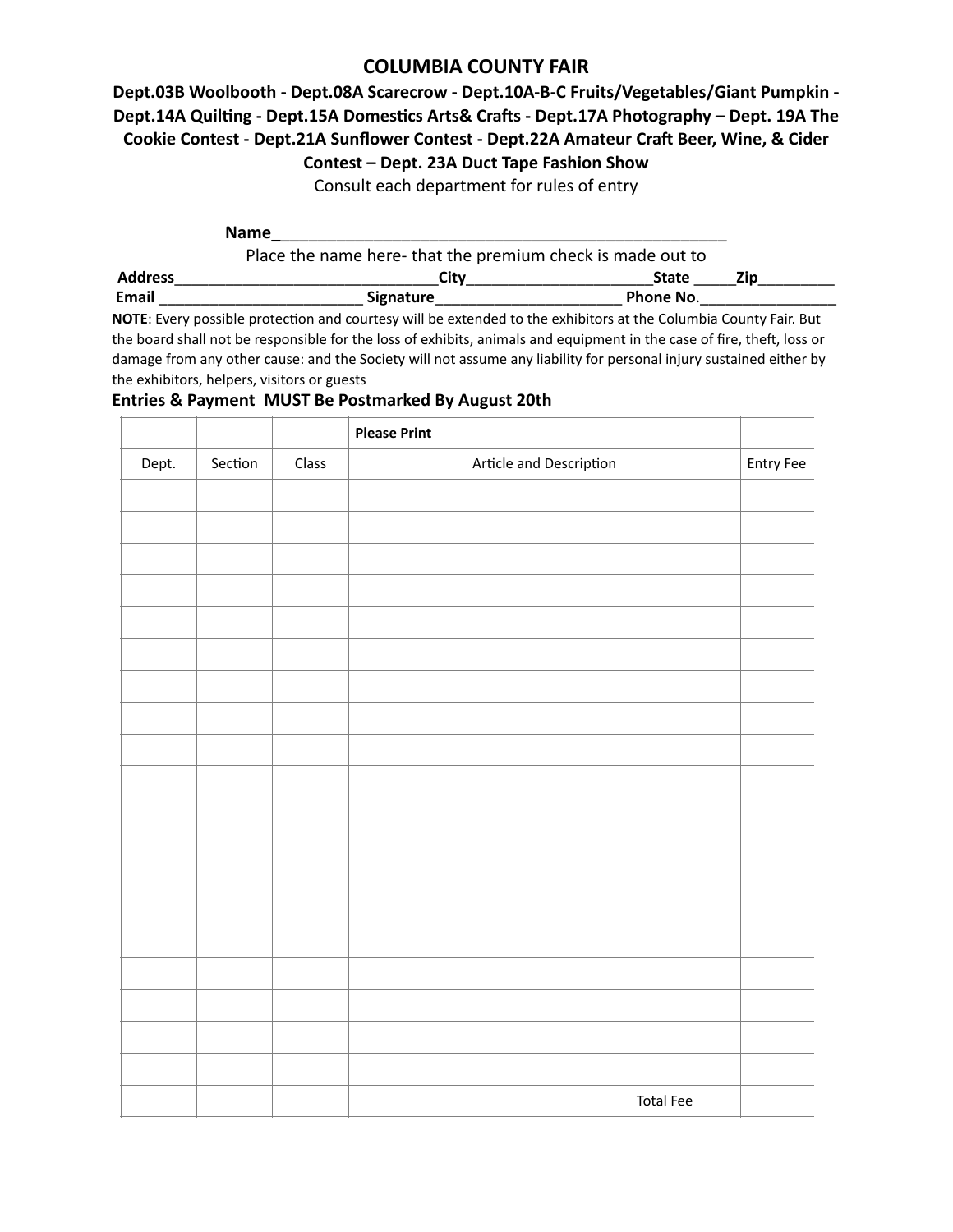# COLUMBIA COUNTY FAIR

**Dept.03B Woolbooth - Dept.08A Scarecrow - Dept.10A-B-C Fruits/Vegetables/Giant Pumpkin - Dept.14A Quilting - Dept.15A Domestics Arts& Crafts - Dept.17A Photography – Dept. 19A The Cookie Contest - Dept.21A Sunflower Contest - Dept.22A Amateur Craft Beer, Wine, & Cider Contest – Dept. 23A Duct Tape Fashion Show**

Consult each department for rules of entry

**Name**___________________________________________________

Place the name here- that the premium check is made out to

**Address**______________________________**City**_____________________**State** _____**Zip**_________

**Email** ________________________ **Signature**______________________ **Phone No**.________________

**NOTE**: Every possible protection and courtesy will be extended to the exhibitors at the Columbia County Fair. But the board shall not be responsible for the loss of exhibits, animals and equipment in the case of fire, theft, loss or damage from any other cause: and the Society will not assume any liability for personal injury sustained either by the exhibitors, helpers, visitors or guests

**Entries & Payment MUST Be Postmarked By August 20th**

| | | | **Please Print** | |
|---|---|---|---|---|
| Dept. | Section | Class | Article and Description | Entry Fee |
| | | | | |
| | | | | |
| | | | | |
| | | | | |
| | | | | |
| | | | | |
| | | | | |
| | | | | |
| | | | | |
| | | | | |
| | | | | |
| | | | | |
| | | | | |
| | | | | |
| | | | | |
| | | | | |
| | | | | |
| | | | | |
| | | | | |
| | | | Total Fee | |